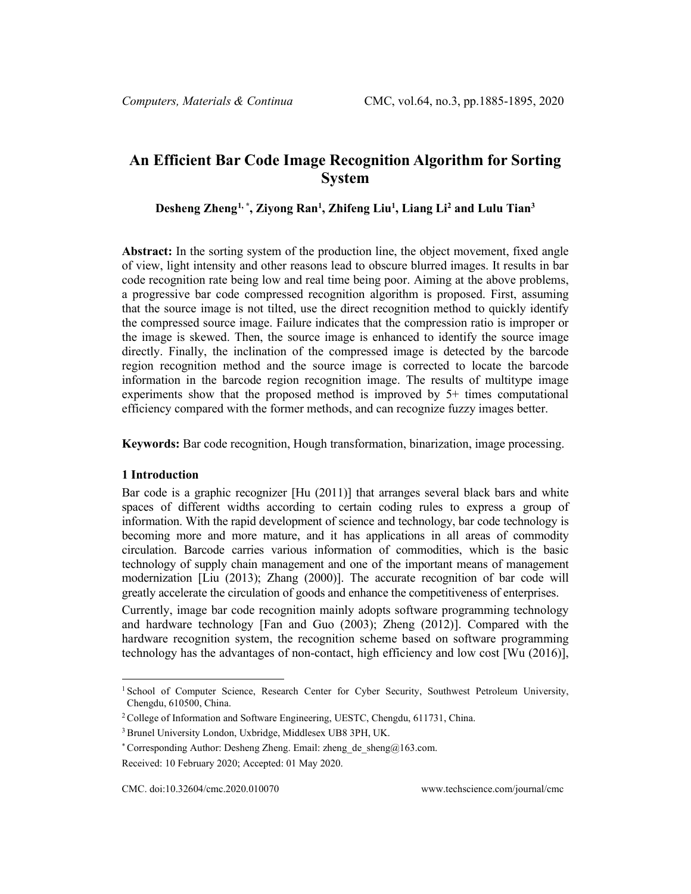# An Efficient Bar Code Image Recognition Algorithm for Sorting System

**Desheng Zheng[1,*], Ziyong Ran[1], Zhifeng Liu[1], Liang Li[2] and Lulu Tian[3]**

**Abstract:** In the sorting system of the production line, the object movement, fixed angle of view, light intensity and other reasons lead to obscure blurred images. It results in bar code recognition rate being low and real time being poor. Aiming at the above problems, a progressive bar code compressed recognition algorithm is proposed. First, assuming that the source image is not tilted, use the direct recognition method to quickly identify the compressed source image. Failure indicates that the compression ratio is improper or the image is skewed. Then, the source image is enhanced to identify the source image directly. Finally, the inclination of the compressed image is detected by the barcode region recognition method and the source image is corrected to locate the barcode information in the barcode region recognition image. The results of multitype image experiments show that the proposed method is improved by 5+ times computational efficiency compared with the former methods, and can recognize fuzzy images better.

**Keywords:** Bar code recognition, Hough transformation, binarization, image processing.

## 1 Introduction

Bar code is a graphic recognizer [Hu (2011)] that arranges several black bars and white spaces of different widths according to certain coding rules to express a group of information. With the rapid development of science and technology, bar code technology is becoming more and more mature, and it has applications in all areas of commodity circulation. Barcode carries various information of commodities, which is the basic technology of supply chain management and one of the important means of management modernization [Liu (2013); Zhang (2000)]. The accurate recognition of bar code will greatly accelerate the circulation of goods and enhance the competitiveness of enterprises.

Currently, image bar code recognition mainly adopts software programming technology and hardware technology [Fan and Guo (2003); Zheng (2012)]. Compared with the hardware recognition system, the recognition scheme based on software programming technology has the advantages of non-contact, high efficiency and low cost [Wu (2016)],

---

[1] School of Computer Science, Research Center for Cyber Security, Southwest Petroleum University, Chengdu, 610500, China.

[2] College of Information and Software Engineering, UESTC, Chengdu, 611731, China.

[3] Brunel University London, Uxbridge, Middlesex UB8 3PH, UK.

[*] Corresponding Author: Desheng Zheng. Email: zheng_de_sheng@163.com.

Received: 10 February 2020; Accepted: 01 May 2020.

CMC. doi:10.32604/cmc.2020.010070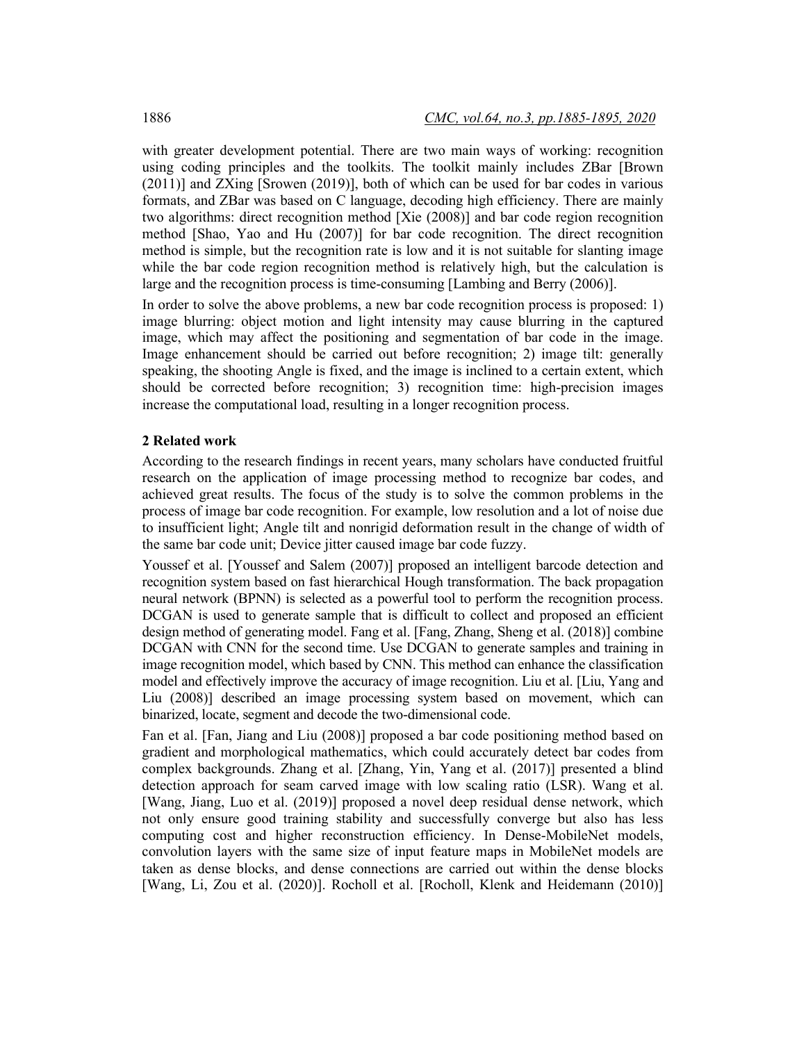with greater development potential. There are two main ways of working: recognition using coding principles and the toolkits. The toolkit mainly includes ZBar [Brown (2011)] and ZXing [Srowen (2019)], both of which can be used for bar codes in various formats, and ZBar was based on C language, decoding high efficiency. There are mainly two algorithms: direct recognition method [Xie (2008)] and bar code region recognition method [Shao, Yao and Hu (2007)] for bar code recognition. The direct recognition method is simple, but the recognition rate is low and it is not suitable for slanting image while the bar code region recognition method is relatively high, but the calculation is large and the recognition process is time-consuming [Lambing and Berry (2006)].

In order to solve the above problems, a new bar code recognition process is proposed: 1) image blurring: object motion and light intensity may cause blurring in the captured image, which may affect the positioning and segmentation of bar code in the image. Image enhancement should be carried out before recognition; 2) image tilt: generally speaking, the shooting Angle is fixed, and the image is inclined to a certain extent, which should be corrected before recognition; 3) recognition time: high-precision images increase the computational load, resulting in a longer recognition process.

## 2 Related work

According to the research findings in recent years, many scholars have conducted fruitful research on the application of image processing method to recognize bar codes, and achieved great results. The focus of the study is to solve the common problems in the process of image bar code recognition. For example, low resolution and a lot of noise due to insufficient light; Angle tilt and nonrigid deformation result in the change of width of the same bar code unit; Device jitter caused image bar code fuzzy.

Youssef et al. [Youssef and Salem (2007)] proposed an intelligent barcode detection and recognition system based on fast hierarchical Hough transformation. The back propagation neural network (BPNN) is selected as a powerful tool to perform the recognition process. DCGAN is used to generate sample that is difficult to collect and proposed an efficient design method of generating model. Fang et al. [Fang, Zhang, Sheng et al. (2018)] combine DCGAN with CNN for the second time. Use DCGAN to generate samples and training in image recognition model, which based by CNN. This method can enhance the classification model and effectively improve the accuracy of image recognition. Liu et al. [Liu, Yang and Liu (2008)] described an image processing system based on movement, which can binarized, locate, segment and decode the two-dimensional code.

Fan et al. [Fan, Jiang and Liu (2008)] proposed a bar code positioning method based on gradient and morphological mathematics, which could accurately detect bar codes from complex backgrounds. Zhang et al. [Zhang, Yin, Yang et al. (2017)] presented a blind detection approach for seam carved image with low scaling ratio (LSR). Wang et al. [Wang, Jiang, Luo et al. (2019)] proposed a novel deep residual dense network, which not only ensure good training stability and successfully converge but also has less computing cost and higher reconstruction efficiency. In Dense-MobileNet models, convolution layers with the same size of input feature maps in MobileNet models are taken as dense blocks, and dense connections are carried out within the dense blocks [Wang, Li, Zou et al. (2020)]. Rocholl et al. [Rocholl, Klenk and Heidemann (2010)]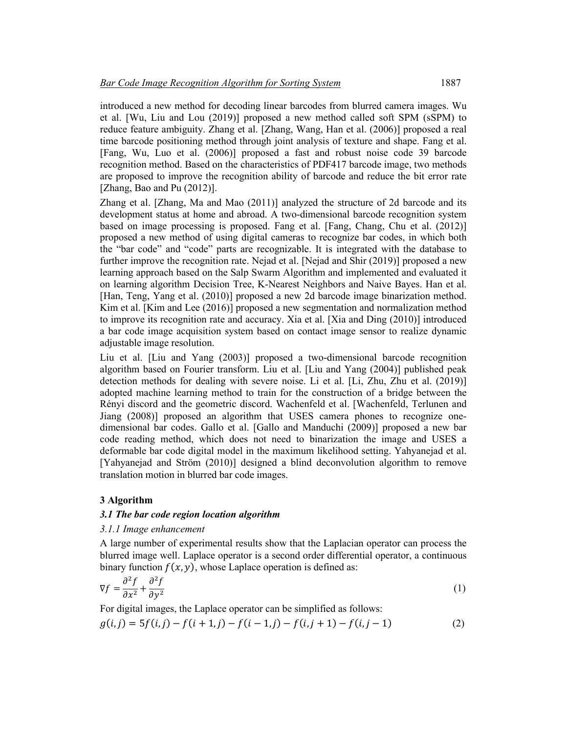introduced a new method for decoding linear barcodes from blurred camera images. Wu et al. [Wu, Liu and Lou (2019)] proposed a new method called soft SPM (sSPM) to reduce feature ambiguity. Zhang et al. [Zhang, Wang, Han et al. (2006)] proposed a real time barcode positioning method through joint analysis of texture and shape. Fang et al. [Fang, Wu, Luo et al. (2006)] proposed a fast and robust noise code 39 barcode recognition method. Based on the characteristics of PDF417 barcode image, two methods are proposed to improve the recognition ability of barcode and reduce the bit error rate [Zhang, Bao and Pu (2012)].

Zhang et al. [Zhang, Ma and Mao (2011)] analyzed the structure of 2d barcode and its development status at home and abroad. A two-dimensional barcode recognition system based on image processing is proposed. Fang et al. [Fang, Chang, Chu et al. (2012)] proposed a new method of using digital cameras to recognize bar codes, in which both the "bar code" and "code" parts are recognizable. It is integrated with the database to further improve the recognition rate. Nejad et al. [Nejad and Shir (2019)] proposed a new learning approach based on the Salp Swarm Algorithm and implemented and evaluated it on learning algorithm Decision Tree, K-Nearest Neighbors and Naive Bayes. Han et al. [Han, Teng, Yang et al. (2010)] proposed a new 2d barcode image binarization method. Kim et al. [Kim and Lee (2016)] proposed a new segmentation and normalization method to improve its recognition rate and accuracy. Xia et al. [Xia and Ding (2010)] introduced a bar code image acquisition system based on contact image sensor to realize dynamic adjustable image resolution.

Liu et al. [Liu and Yang (2003)] proposed a two-dimensional barcode recognition algorithm based on Fourier transform. Liu et al. [Liu and Yang (2004)] published peak detection methods for dealing with severe noise. Li et al. [Li, Zhu, Zhu et al. (2019)] adopted machine learning method to train for the construction of a bridge between the Rényi discord and the geometric discord. Wachenfeld et al. [Wachenfeld, Terlunen and Jiang (2008)] proposed an algorithm that USES camera phones to recognize one-dimensional bar codes. Gallo et al. [Gallo and Manduchi (2009)] proposed a new bar code reading method, which does not need to binarization the image and USES a deformable bar code digital model in the maximum likelihood setting. Yahyanejad et al. [Yahyanejad and Ström (2010)] designed a blind deconvolution algorithm to remove translation motion in blurred bar code images.

## 3 Algorithm

### *3.1 The bar code region location algorithm*

#### *3.1.1 Image enhancement*

A large number of experimental results show that the Laplacian operator can process the blurred image well. Laplace operator is a second order differential operator, a continuous binary function $f(x, y)$, whose Laplace operation is defined as:

$$\nabla f = \frac{\partial^2 f}{\partial x^2} + \frac{\partial^2 f}{\partial y^2} \tag{1}$$

For digital images, the Laplace operator can be simplified as follows:

$$g(i, j) = 5f(i, j) - f(i+1, j) - f(i-1, j) - f(i, j+1) - f(i, j-1) \tag{2}$$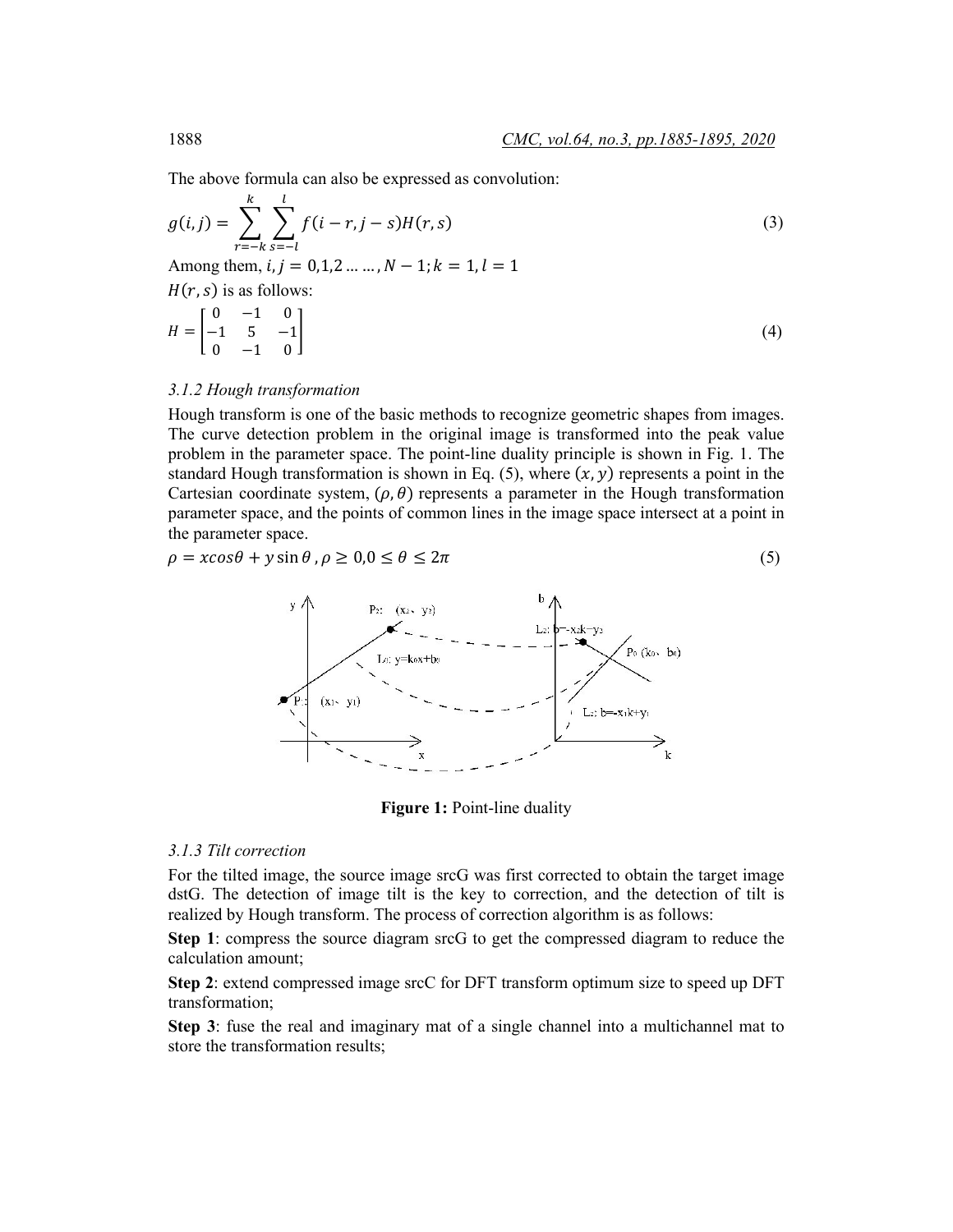The above formula can also be expressed as convolution:

$$g(i,j) = \sum_{r=-k}^{k} \sum_{s=-l}^{l} f(i-r, j-s) H(r,s) \tag{3}$$

Among them, $i, j = 0,1,2 \ldots \ldots, N-1; k = 1, l = 1$

$H(r,s)$ is as follows:

$$H = \begin{bmatrix} 0 & -1 & 0 \\ -1 & 5 & -1 \\ 0 & -1 & 0 \end{bmatrix} \tag{4}$$

### *3.1.2 Hough transformation*

Hough transform is one of the basic methods to recognize geometric shapes from images. The curve detection problem in the original image is transformed into the peak value problem in the parameter space. The point-line duality principle is shown in Fig. 1. The standard Hough transformation is shown in Eq. (5), where $(x, y)$ represents a point in the Cartesian coordinate system, $(\rho, \theta)$ represents a parameter in the Hough transformation parameter space, and the points of common lines in the image space intersect at a point in the parameter space.

$$\rho = x\cos\theta + y\sin\theta, \rho \geq 0, 0 \leq \theta \leq 2\pi \tag{5}$$

**Figure 1:** Point-line duality

### *3.1.3 Tilt correction*

For the tilted image, the source image srcG was first corrected to obtain the target image dstG. The detection of image tilt is the key to correction, and the detection of tilt is realized by Hough transform. The process of correction algorithm is as follows:

**Step 1**: compress the source diagram srcG to get the compressed diagram to reduce the calculation amount;

**Step 2**: extend compressed image srcC for DFT transform optimum size to speed up DFT transformation;

**Step 3**: fuse the real and imaginary mat of a single channel into a multichannel mat to store the transformation results;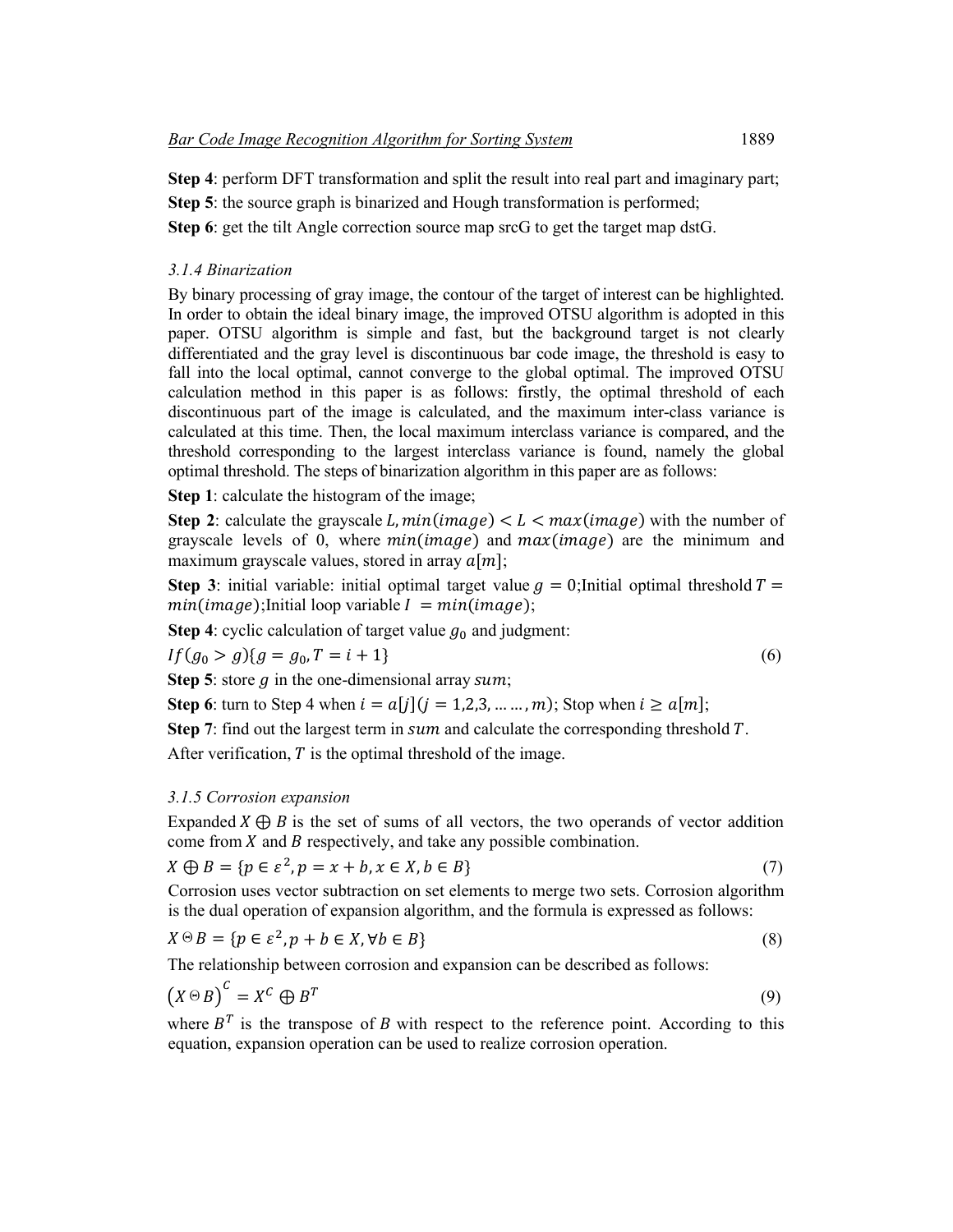**Step 4**: perform DFT transformation and split the result into real part and imaginary part;

**Step 5**: the source graph is binarized and Hough transformation is performed;

**Step 6**: get the tilt Angle correction source map srcG to get the target map dstG.

### *3.1.4 Binarization*

By binary processing of gray image, the contour of the target of interest can be highlighted. In order to obtain the ideal binary image, the improved OTSU algorithm is adopted in this paper. OTSU algorithm is simple and fast, but the background target is not clearly differentiated and the gray level is discontinuous bar code image, the threshold is easy to fall into the local optimal, cannot converge to the global optimal. The improved OTSU calculation method in this paper is as follows: firstly, the optimal threshold of each discontinuous part of the image is calculated, and the maximum inter-class variance is calculated at this time. Then, the local maximum interclass variance is compared, and the threshold corresponding to the largest interclass variance is found, namely the global optimal threshold. The steps of binarization algorithm in this paper are as follows:

**Step 1**: calculate the histogram of the image;

**Step 2**: calculate the grayscale $L, min(image) < L < max(image)$ with the number of grayscale levels of 0, where $min(image)$ and $max(image)$ are the minimum and maximum grayscale values, stored in array $a[m]$;

**Step 3**: initial variable: initial optimal target value $g = 0$;Initial optimal threshold $T = min(image)$;Initial loop variable $I = min(image)$;

**Step 4**: cyclic calculation of target value $g_0$ and judgment:

$$If(g_0 > g)\{g = g_0, T = i + 1\} \tag{6}$$

**Step 5**: store $g$ in the one-dimensional array $sum$;

**Step 6**: turn to Step 4 when $i = a[j] (j = 1,2,3, \ldots \ldots, m)$; Stop when $i \geq a[m]$;

**Step 7**: find out the largest term in $sum$ and calculate the corresponding threshold $T$.

After verification, $T$ is the optimal threshold of the image.

### *3.1.5 Corrosion expansion*

Expanded $X \oplus B$ is the set of sums of all vectors, the two operands of vector addition come from $X$ and $B$ respectively, and take any possible combination.

$$X \oplus B = \{p \in \varepsilon^2, p = x + b, x \in X, b \in B\} \tag{7}$$

Corrosion uses vector subtraction on set elements to merge two sets. Corrosion algorithm is the dual operation of expansion algorithm, and the formula is expressed as follows:

$$X \ominus B = \{p \in \varepsilon^2, p + b \in X, \forall b \in B\} \tag{8}$$

The relationship between corrosion and expansion can be described as follows:

$$\left(X \ominus B\right)^C = X^C \oplus B^T \tag{9}$$

where $B^T$ is the transpose of $B$ with respect to the reference point. According to this equation, expansion operation can be used to realize corrosion operation.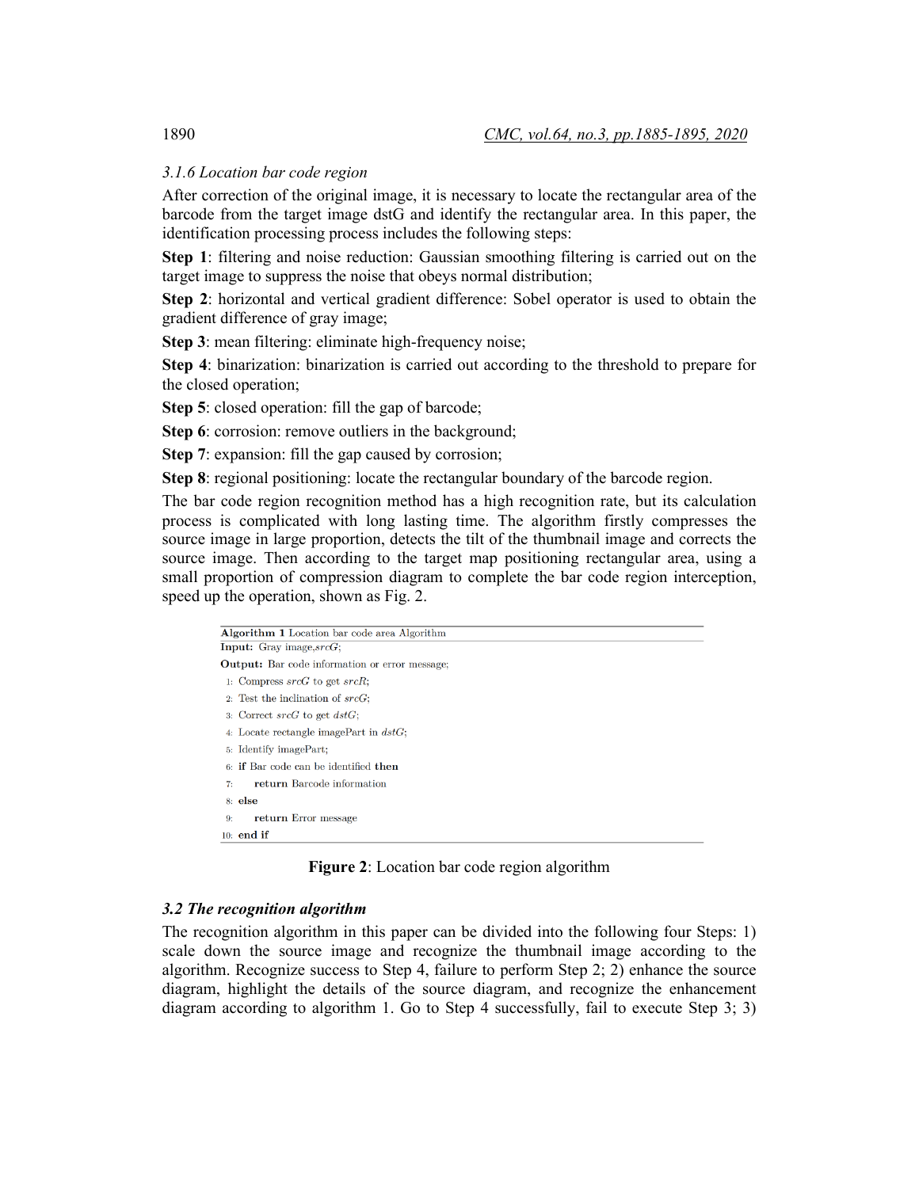### 3.1.6 Location bar code region

After correction of the original image, it is necessary to locate the rectangular area of the barcode from the target image dstG and identify the rectangular area. In this paper, the identification processing process includes the following steps:

**Step 1**: filtering and noise reduction: Gaussian smoothing filtering is carried out on the target image to suppress the noise that obeys normal distribution;

**Step 2**: horizontal and vertical gradient difference: Sobel operator is used to obtain the gradient difference of gray image;

**Step 3**: mean filtering: eliminate high-frequency noise;

**Step 4**: binarization: binarization is carried out according to the threshold to prepare for the closed operation;

**Step 5**: closed operation: fill the gap of barcode;

**Step 6**: corrosion: remove outliers in the background;

**Step 7**: expansion: fill the gap caused by corrosion;

**Step 8**: regional positioning: locate the rectangular boundary of the barcode region.

The bar code region recognition method has a high recognition rate, but its calculation process is complicated with long lasting time. The algorithm firstly compresses the source image in large proportion, detects the tilt of the thumbnail image and corrects the source image. Then according to the target map positioning rectangular area, using a small proportion of compression diagram to complete the bar code region interception, speed up the operation, shown as Fig. 2.

```
Algorithm 1 Location bar code area Algorithm
Input: Gray image,srcG;
Output: Bar code information or error message;
 1: Compress srcG to get srcR;
 2: Test the inclination of srcG;
 3: Correct srcG to get dstG;
 4: Locate rectangle imagePart in dstG;
 5: Identify imagePart;
 6: if Bar code can be identified then
 7:     return Barcode information
 8: else
 9:     return Error message
10: end if
```

**Figure 2**: Location bar code region algorithm

### *3.2 The recognition algorithm*

The recognition algorithm in this paper can be divided into the following four Steps: 1) scale down the source image and recognize the thumbnail image according to the algorithm. Recognize success to Step 4, failure to perform Step 2; 2) enhance the source diagram, highlight the details of the source diagram, and recognize the enhancement diagram according to algorithm 1. Go to Step 4 successfully, fail to execute Step 3; 3)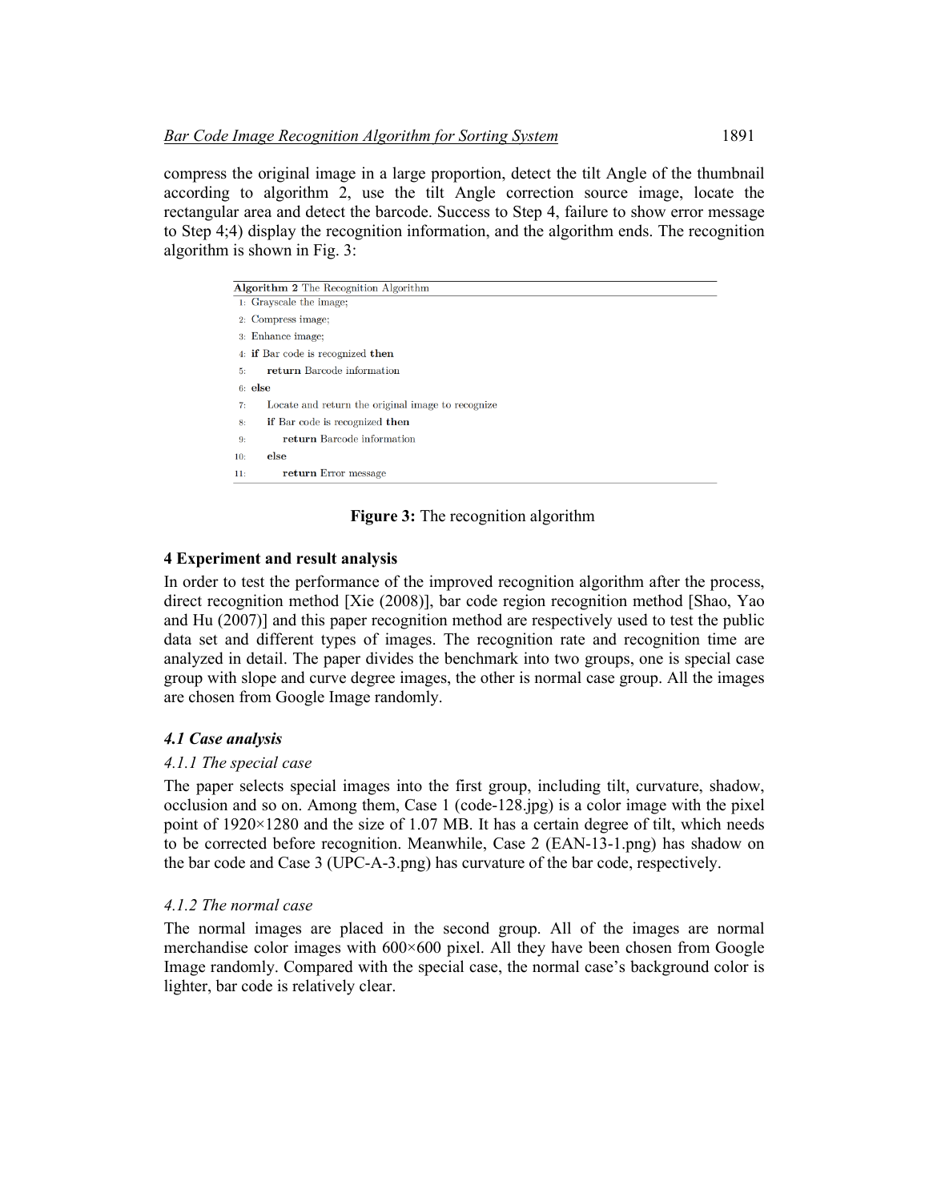compress the original image in a large proportion, detect the tilt Angle of the thumbnail according to algorithm 2, use the tilt Angle correction source image, locate the rectangular area and detect the barcode. Success to Step 4, failure to show error message to Step 4;4) display the recognition information, and the algorithm ends. The recognition algorithm is shown in Fig. 3:

```
Algorithm 2 The Recognition Algorithm
1: Grayscale the image;
2: Compress image;
3: Enhance image;
4: if Bar code is recognized then
5:     return Barcode information
6: else
7:     Locate and return the original image to recognize
8:     if Bar code is recognized then
9:         return Barcode information
10:    else
11:        return Error message
```

**Figure 3:** The recognition algorithm

### 4 Experiment and result analysis

In order to test the performance of the improved recognition algorithm after the process, direct recognition method [Xie (2008)], bar code region recognition method [Shao, Yao and Hu (2007)] and this paper recognition method are respectively used to test the public data set and different types of images. The recognition rate and recognition time are analyzed in detail. The paper divides the benchmark into two groups, one is special case group with slope and curve degree images, the other is normal case group. All the images are chosen from Google Image randomly.

#### *4.1 Case analysis*

##### *4.1.1 The special case*

The paper selects special images into the first group, including tilt, curvature, shadow, occlusion and so on. Among them, Case 1 (code-128.jpg) is a color image with the pixel point of 1920×1280 and the size of 1.07 MB. It has a certain degree of tilt, which needs to be corrected before recognition. Meanwhile, Case 2 (EAN-13-1.png) has shadow on the bar code and Case 3 (UPC-A-3.png) has curvature of the bar code, respectively.

##### *4.1.2 The normal case*

The normal images are placed in the second group. All of the images are normal merchandise color images with 600×600 pixel. All they have been chosen from Google Image randomly. Compared with the special case, the normal case's background color is lighter, bar code is relatively clear.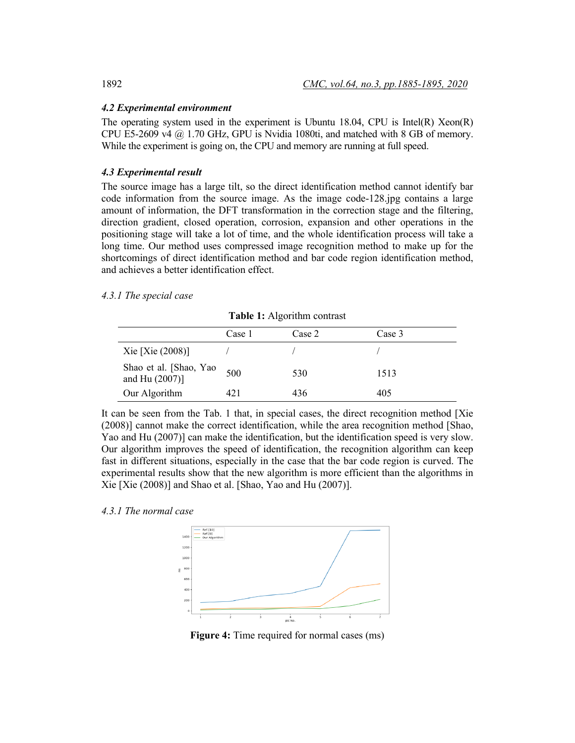### 4.2 Experimental environment

The operating system used in the experiment is Ubuntu 18.04, CPU is Intel(R) Xeon(R) CPU E5-2609 v4 @ 1.70 GHz, GPU is Nvidia 1080ti, and matched with 8 GB of memory. While the experiment is going on, the CPU and memory are running at full speed.

### 4.3 Experimental result

The source image has a large tilt, so the direct identification method cannot identify bar code information from the source image. As the image code-128.jpg contains a large amount of information, the DFT transformation in the correction stage and the filtering, direction gradient, closed operation, corrosion, expansion and other operations in the positioning stage will take a lot of time, and the whole identification process will take a long time. Our method uses compressed image recognition method to make up for the shortcomings of direct identification method and bar code region identification method, and achieves a better identification effect.

*4.3.1 The special case*

**Table 1:** Algorithm contrast

| | Case 1 | Case 2 | Case 3 |
|---|---|---|---|
| Xie [Xie (2008)] | / | / | / |
| Shao et al. [Shao, Yao and Hu (2007)] | 500 | 530 | 1513 |
| Our Algorithm | 421 | 436 | 405 |

It can be seen from the Tab. 1 that, in special cases, the direct recognition method [Xie (2008)] cannot make the correct identification, while the area recognition method [Shao, Yao and Hu (2007)] can make the identification, but the identification speed is very slow. Our algorithm improves the speed of identification, the recognition algorithm can keep fast in different situations, especially in the case that the bar code region is curved. The experimental results show that the new algorithm is more efficient than the algorithms in Xie [Xie (2008)] and Shao et al. [Shao, Yao and Hu (2007)].

*4.3.1 The normal case*

**Figure 4:** Time required for normal cases (ms)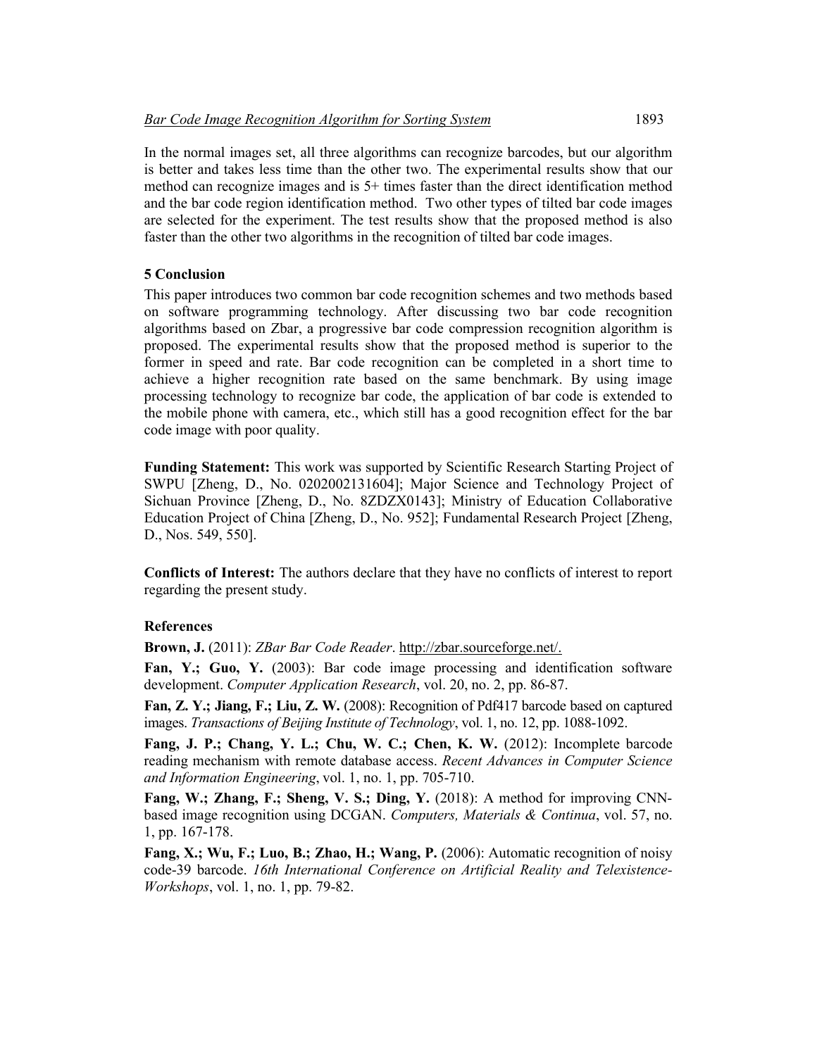In the normal images set, all three algorithms can recognize barcodes, but our algorithm is better and takes less time than the other two. The experimental results show that our method can recognize images and is 5+ times faster than the direct identification method and the bar code region identification method. Two other types of tilted bar code images are selected for the experiment. The test results show that the proposed method is also faster than the other two algorithms in the recognition of tilted bar code images.

## 5 Conclusion

This paper introduces two common bar code recognition schemes and two methods based on software programming technology. After discussing two bar code recognition algorithms based on Zbar, a progressive bar code compression recognition algorithm is proposed. The experimental results show that the proposed method is superior to the former in speed and rate. Bar code recognition can be completed in a short time to achieve a higher recognition rate based on the same benchmark. By using image processing technology to recognize bar code, the application of bar code is extended to the mobile phone with camera, etc., which still has a good recognition effect for the bar code image with poor quality.

**Funding Statement:** This work was supported by Scientific Research Starting Project of SWPU [Zheng, D., No. 0202002131604]; Major Science and Technology Project of Sichuan Province [Zheng, D., No. 8ZDZX0143]; Ministry of Education Collaborative Education Project of China [Zheng, D., No. 952]; Fundamental Research Project [Zheng, D., Nos. 549, 550].

**Conflicts of Interest:** The authors declare that they have no conflicts of interest to report regarding the present study.

## References

**Brown, J.** (2011): *ZBar Bar Code Reader*. http://zbar.sourceforge.net/.

**Fan, Y.; Guo, Y.** (2003): Bar code image processing and identification software development. *Computer Application Research*, vol. 20, no. 2, pp. 86-87.

**Fan, Z. Y.; Jiang, F.; Liu, Z. W.** (2008): Recognition of Pdf417 barcode based on captured images. *Transactions of Beijing Institute of Technology*, vol. 1, no. 12, pp. 1088-1092.

**Fang, J. P.; Chang, Y. L.; Chu, W. C.; Chen, K. W.** (2012): Incomplete barcode reading mechanism with remote database access. *Recent Advances in Computer Science and Information Engineering*, vol. 1, no. 1, pp. 705-710.

**Fang, W.; Zhang, F.; Sheng, V. S.; Ding, Y.** (2018): A method for improving CNN-based image recognition using DCGAN. *Computers, Materials & Continua*, vol. 57, no. 1, pp. 167-178.

**Fang, X.; Wu, F.; Luo, B.; Zhao, H.; Wang, P.** (2006): Automatic recognition of noisy code-39 barcode. *16th International Conference on Artificial Reality and Telexistence-Workshops*, vol. 1, no. 1, pp. 79-82.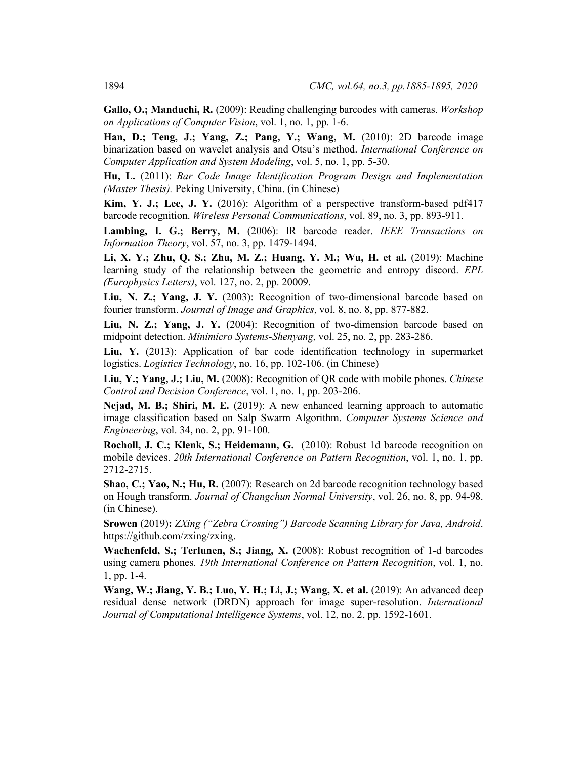**Gallo, O.; Manduchi, R.** (2009): Reading challenging barcodes with cameras. *Workshop on Applications of Computer Vision*, vol. 1, no. 1, pp. 1-6.

**Han, D.; Teng, J.; Yang, Z.; Pang, Y.; Wang, M.** (2010): 2D barcode image binarization based on wavelet analysis and Otsu's method. *International Conference on Computer Application and System Modeling*, vol. 5, no. 1, pp. 5-30.

**Hu, L.** (2011): *Bar Code Image Identification Program Design and Implementation (Master Thesis).* Peking University, China. (in Chinese)

**Kim, Y. J.; Lee, J. Y.** (2016): Algorithm of a perspective transform-based pdf417 barcode recognition. *Wireless Personal Communications*, vol. 89, no. 3, pp. 893-911.

**Lambing, I. G.; Berry, M.** (2006): IR barcode reader. *IEEE Transactions on Information Theory*, vol. 57, no. 3, pp. 1479-1494.

**Li, X. Y.; Zhu, Q. S.; Zhu, M. Z.; Huang, Y. M.; Wu, H. et al.** (2019): Machine learning study of the relationship between the geometric and entropy discord. *EPL (Europhysics Letters)*, vol. 127, no. 2, pp. 20009.

**Liu, N. Z.; Yang, J. Y.** (2003): Recognition of two-dimensional barcode based on fourier transform. *Journal of Image and Graphics*, vol. 8, no. 8, pp. 877-882.

**Liu, N. Z.; Yang, J. Y.** (2004): Recognition of two-dimension barcode based on midpoint detection. *Minimicro Systems-Shenyang*, vol. 25, no. 2, pp. 283-286.

**Liu, Y.** (2013): Application of bar code identification technology in supermarket logistics. *Logistics Technology*, no. 16, pp. 102-106. (in Chinese)

**Liu, Y.; Yang, J.; Liu, M.** (2008): Recognition of QR code with mobile phones. *Chinese Control and Decision Conference*, vol. 1, no. 1, pp. 203-206.

**Nejad, M. B.; Shiri, M. E.** (2019): A new enhanced learning approach to automatic image classification based on Salp Swarm Algorithm. *Computer Systems Science and Engineering*, vol. 34, no. 2, pp. 91-100.

**Rocholl, J. C.; Klenk, S.; Heidemann, G.** (2010): Robust 1d barcode recognition on mobile devices. *20th International Conference on Pattern Recognition*, vol. 1, no. 1, pp. 2712-2715.

**Shao, C.; Yao, N.; Hu, R.** (2007): Research on 2d barcode recognition technology based on Hough transform. *Journal of Changchun Normal University*, vol. 26, no. 8, pp. 94-98. (in Chinese).

**Srowen** (2019)**:** *ZXing ("Zebra Crossing") Barcode Scanning Library for Java, Android*. https://github.com/zxing/zxing.

**Wachenfeld, S.; Terlunen, S.; Jiang, X.** (2008): Robust recognition of 1-d barcodes using camera phones. *19th International Conference on Pattern Recognition*, vol. 1, no. 1, pp. 1-4.

**Wang, W.; Jiang, Y. B.; Luo, Y. H.; Li, J.; Wang, X. et al.** (2019): An advanced deep residual dense network (DRDN) approach for image super-resolution. *International Journal of Computational Intelligence Systems*, vol. 12, no. 2, pp. 1592-1601.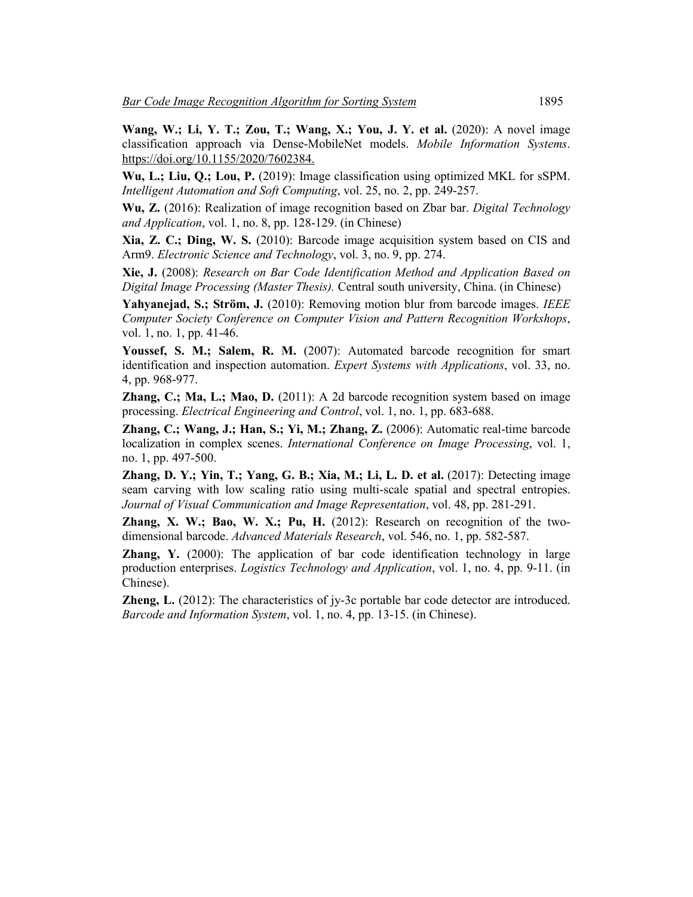**Wang, W.; Li, Y. T.; Zou, T.; Wang, X.; You, J. Y. et al.** (2020): A novel image classification approach via Dense-MobileNet models. *Mobile Information Systems*. https://doi.org/10.1155/2020/7602384.

**Wu, L.; Liu, Q.; Lou, P.** (2019): Image classification using optimized MKL for sSPM. *Intelligent Automation and Soft Computing*, vol. 25, no. 2, pp. 249-257.

**Wu, Z.** (2016): Realization of image recognition based on Zbar bar. *Digital Technology and Application*, vol. 1, no. 8, pp. 128-129. (in Chinese)

**Xia, Z. C.; Ding, W. S.** (2010): Barcode image acquisition system based on CIS and Arm9. *Electronic Science and Technology*, vol. 3, no. 9, pp. 274.

**Xie, J.** (2008): *Research on Bar Code Identification Method and Application Based on Digital Image Processing (Master Thesis).* Central south university, China. (in Chinese)

**Yahyanejad, S.; Ström, J.** (2010): Removing motion blur from barcode images. *IEEE Computer Society Conference on Computer Vision and Pattern Recognition Workshops*, vol. 1, no. 1, pp. 41-46.

**Youssef, S. M.; Salem, R. M.** (2007): Automated barcode recognition for smart identification and inspection automation. *Expert Systems with Applications*, vol. 33, no. 4, pp. 968-977.

**Zhang, C.; Ma, L.; Mao, D.** (2011): A 2d barcode recognition system based on image processing. *Electrical Engineering and Control*, vol. 1, no. 1, pp. 683-688.

**Zhang, C.; Wang, J.; Han, S.; Yi, M.; Zhang, Z.** (2006): Automatic real-time barcode localization in complex scenes. *International Conference on Image Processing*, vol. 1, no. 1, pp. 497-500.

**Zhang, D. Y.; Yin, T.; Yang, G. B.; Xia, M.; Li, L. D. et al.** (2017): Detecting image seam carving with low scaling ratio using multi-scale spatial and spectral entropies. *Journal of Visual Communication and Image Representation*, vol. 48, pp. 281-291.

**Zhang, X. W.; Bao, W. X.; Pu, H.** (2012): Research on recognition of the two-dimensional barcode. *Advanced Materials Research*, vol. 546, no. 1, pp. 582-587.

**Zhang, Y.** (2000): The application of bar code identification technology in large production enterprises. *Logistics Technology and Application*, vol. 1, no. 4, pp. 9-11. (in Chinese).

**Zheng, L.** (2012): The characteristics of jy-3c portable bar code detector are introduced. *Barcode and Information System*, vol. 1, no. 4, pp. 13-15. (in Chinese).